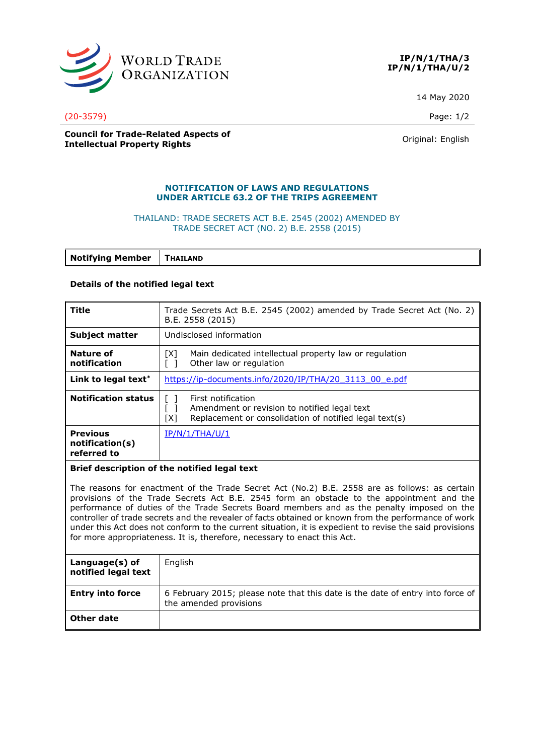**IP/N/1/THA/3**
**IP/N/1/THA/U/2**

14 May 2020

(20-3579)

**Council for Trade-Related Aspects of Intellectual Property Rights**

Original: English

## NOTIFICATION OF LAWS AND REGULATIONS UNDER ARTICLE 63.2 OF THE TRIPS AGREEMENT

THAILAND: TRADE SECRETS ACT B.E. 2545 (2002) AMENDED BY TRADE SECRET ACT (NO. 2) B.E. 2558 (2015)

| **Notifying Member** | **THAILAND** |
|---|---|

**Details of the notified legal text**

| | |
|---|---|
| **Title** | Trade Secrets Act B.E. 2545 (2002) amended by Trade Secret Act (No. 2) B.E. 2558 (2015) |
| **Subject matter** | Undisclosed information |
| **Nature of notification** | [X] Main dedicated intellectual property law or regulation<br>[ ] Other law or regulation |
| **Link to legal text*** | https://ip-documents.info/2020/IP/THA/20_3113_00_e.pdf |
| **Notification status** | [ ] First notification<br>[ ] Amendment or revision to notified legal text<br>[X] Replacement or consolidation of notified legal text(s) |
| **Previous notification(s) referred to** | IP/N/1/THA/U/1 |
| **Brief description of the notified legal text** | |
| The reasons for enactment of the Trade Secret Act (No.2) B.E. 2558 are as follows: as certain provisions of the Trade Secrets Act B.E. 2545 form an obstacle to the appointment and the performance of duties of the Trade Secrets Board members and as the penalty imposed on the controller of trade secrets and the revealer of facts obtained or known from the performance of work under this Act does not conform to the current situation, it is expedient to revise the said provisions for more appropriateness. It is, therefore, necessary to enact this Act. | |
| **Language(s) of notified legal text** | English |
| **Entry into force** | 6 February 2015; please note that this date is the date of entry into force of the amended provisions |
| **Other date** | |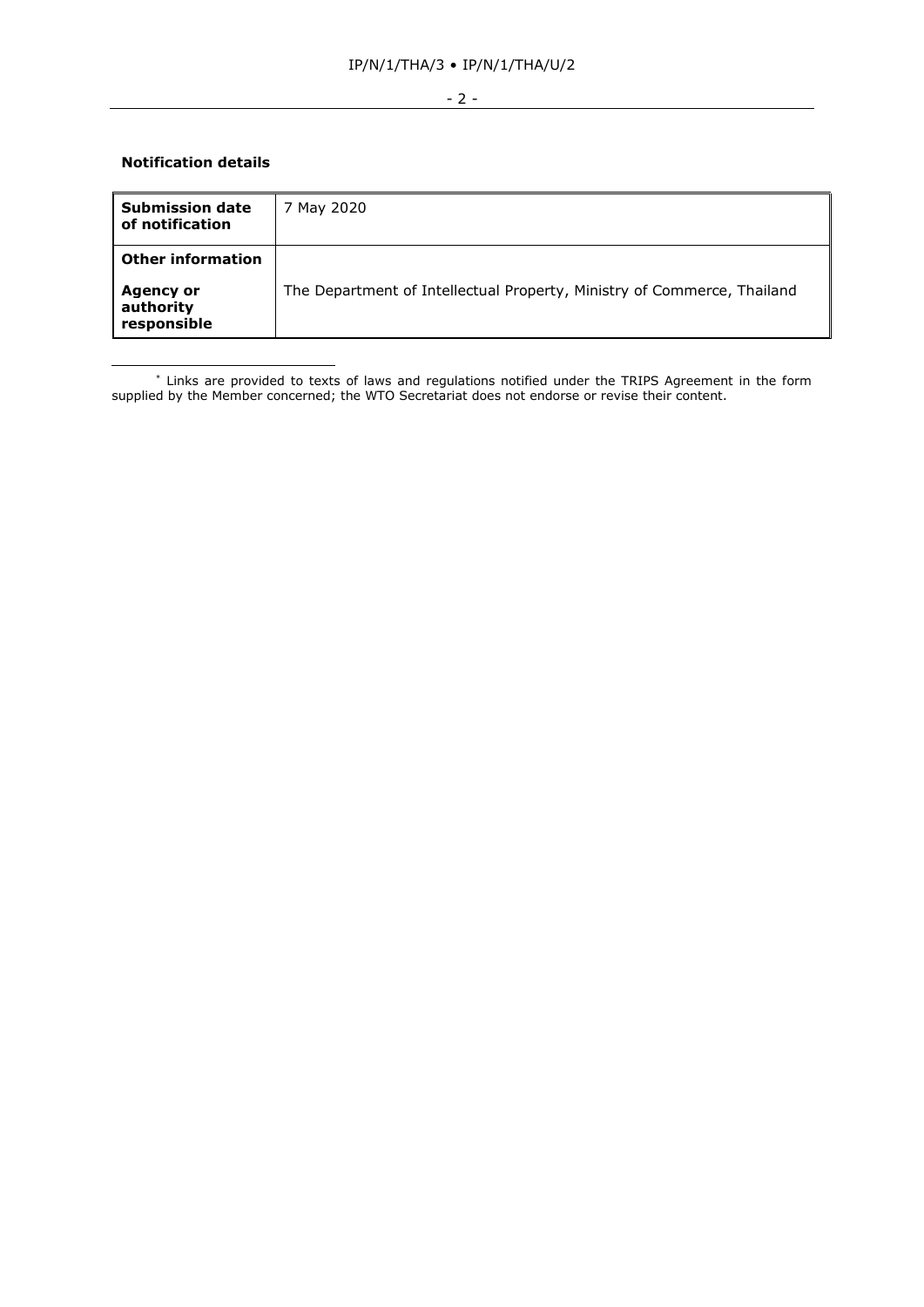**Notification details**

| | |
|---|---|
| **Submission date of notification** | 7 May 2020 |
| **Other information**<br><br>**Agency or authority responsible** | The Department of Intellectual Property, Ministry of Commerce, Thailand |

[*] Links are provided to texts of laws and regulations notified under the TRIPS Agreement in the form supplied by the Member concerned; the WTO Secretariat does not endorse or revise their content.